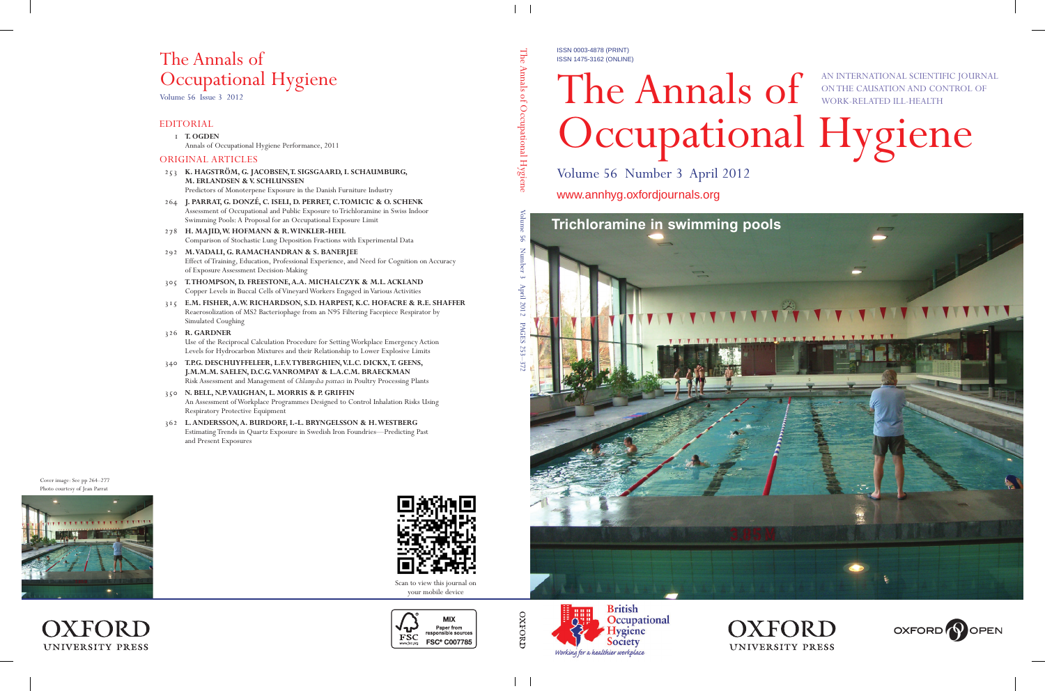# The Annals of Occupational Hygiene

Volume 56 Issue 3 2012

## EDITORIAL

1 **T. OGDEN**
Annals of Occupational Hygiene Performance, 2011

## ORIGINAL ARTICLES

253 **K. HAGSTRÖM, G. JACOBSEN, T. SIGSGAARD, I. SCHAUMBURG, M. ERLANDSEN & V. SCHLÜNSSEN**
Predictors of Monoterpene Exposure in the Danish Furniture Industry

264 **J. PARRAT, G. DONZÉ, C. ISELI, D. PERRET, C. TOMICIC & O. SCHENK**
Assessment of Occupational and Public Exposure to Trichloramine in Swiss Indoor Swimming Pools: A Proposal for an Occupational Exposure Limit

278 **H. MAJID, W. HOFMANN & R. WINKLER-HEIL**
Comparison of Stochastic Lung Deposition Fractions with Experimental Data

292 **M. VADALI, G. RAMACHANDRAN & S. BANERJEE**
Effect of Training, Education, Professional Experience, and Need for Cognition on Accuracy of Exposure Assessment Decision-Making

305 **T. THOMPSON, D. FREESTONE, A.A. MICHALCZYK & M.L. ACKLAND**
Copper Levels in Buccal Cells of Vineyard Workers Engaged in Various Activities

315 **E.M. FISHER, A.W. RICHARDSON, S.D. HARPEST, K.C. HOFACRE & R.E. SHAFFER**
Reaerosolization of MS2 Bacteriophage from an N95 Filtering Facepiece Respirator by Simulated Coughing

326 **R. GARDNER**
Use of the Reciprocal Calculation Procedure for Setting Workplace Emergency Action Levels for Hydrocarbon Mixtures and their Relationship to Lower Explosive Limits

340 **T.P.G. DESCHUYFFELEER, L.F.V. TYBERGHIEN, V.L.C. DICKX, T. GEENS, J.M.M.M. SAELEN, D.C.G. VANROMPAY & L.A.C.M. BRAECKMAN**
Risk Assessment and Management of *Chlamydia psittaci* in Poultry Processing Plants

350 **N. BELL, N.P. VAUGHAN, L. MORRIS & P. GRIFFIN**
An Assessment of Workplace Programmes Designed to Control Inhalation Risks Using Respiratory Protective Equipment

362 **L. ANDERSSON, A. BURDORF, I.-L. BRYNGELSSON & H. WESTBERG**
Estimating Trends in Quartz Exposure in Swedish Iron Foundries—Predicting Past and Present Exposures

Cover image: See pp 264–277
Photo courtesy of Jean Parrat

Scan to view this journal on your mobile device

OXFORD UNIVERSITY PRESS

MIX Paper from responsible sources FSC® C007785

The Annals of Occupational Hygiene Volume 56 Number 3 April 2012 PAGES 253–372

ISSN 0003-4878 (PRINT)
ISSN 1475-3162 (ONLINE)

# The Annals of Occupational Hygiene

AN INTERNATIONAL SCIENTIFIC JOURNAL ON THE CAUSATION AND CONTROL OF WORK-RELATED ILL-HEALTH

Volume 56 Number 3 April 2012

www.annhyg.oxfordjournals.org

**Trichloramine in swimming pools**

British Occupational Hygiene Society
*Working for a healthier workplace*

OXFORD UNIVERSITY PRESS

OXFORD OPEN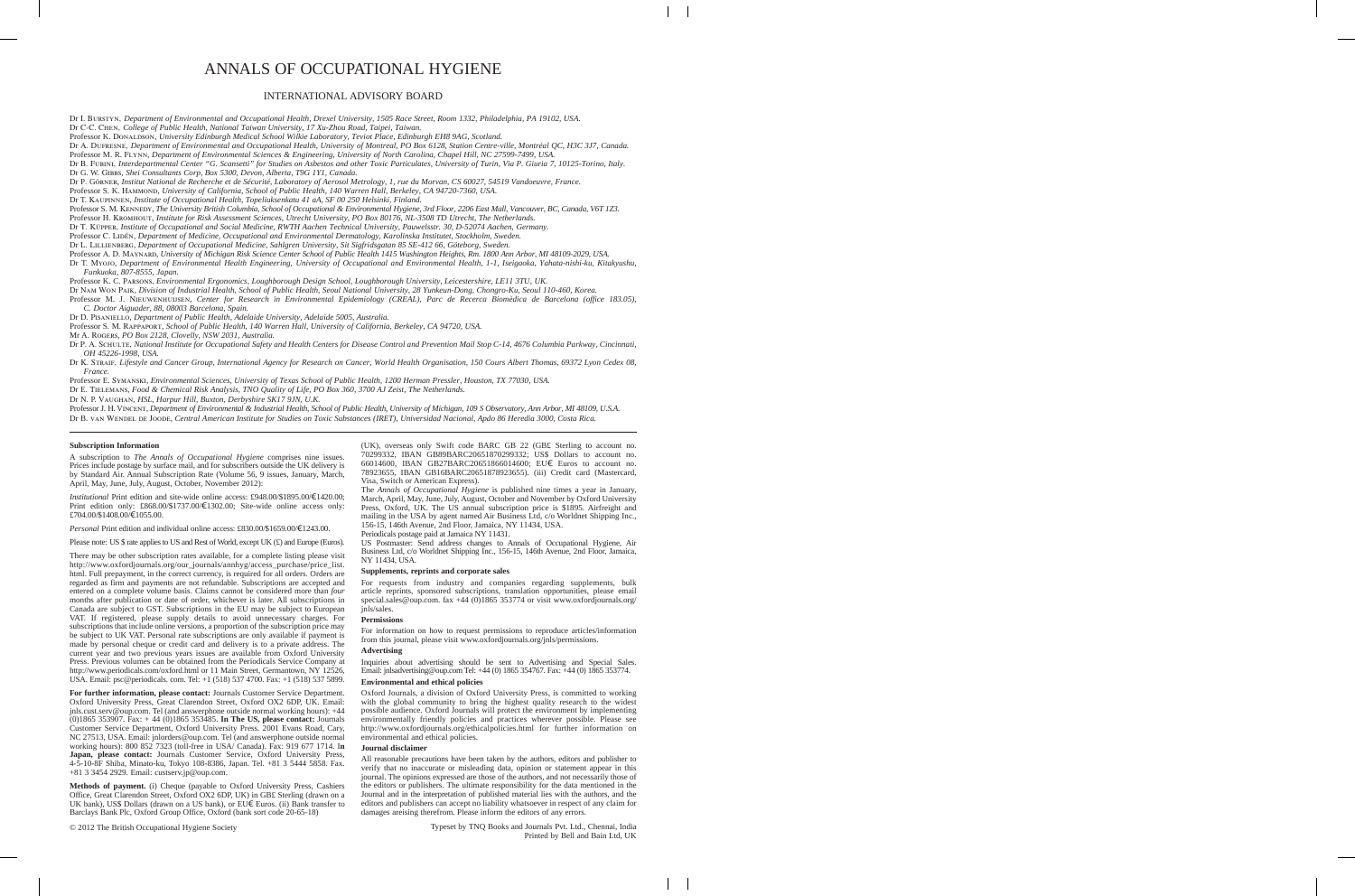# ANNALS OF OCCUPATIONAL HYGIENE

## INTERNATIONAL ADVISORY BOARD

Dr I. Burstyn, *Department of Environmental and Occupational Health, Drexel University, 1505 Race Street, Room 1332, Philadelphia, PA 19102, USA.*
Dr C-C. Chen, *College of Public Health, National Taiwan University, 17 Xu-Zhou Road, Taipei, Taiwan.*
Professor K. Donaldson, *University Edinburgh Medical School Wilkie Laboratory, Teviot Place, Edinburgh EH8 9AG, Scotland.*
Dr A. Dufresne, *Department of Environmental and Occupational Health, University of Montreal, PO Box 6128, Station Centre-ville, Montréal QC, H3C 3J7, Canada.*
Professor M. R. Flynn, *Department of Environmental Sciences & Engineering, University of North Carolina, Chapel Hill, NC 27599-7499, USA.*
Dr B. Fubini, *Interdepartmental Center "G. Scansetti" for Studies on Asbestos and other Toxic Particulates, University of Turin, Via P. Giuria 7, 10125-Torino, Italy.*
Dr G. W. Gibbs, *Shei Consultants Corp, Box 5300, Devon, Alberta, T9G 1Y1, Canada.*
Dr P. Görner, *Institut National de Recherche et de Sécurité, Laboratory of Aerosol Metrology, 1, rue du Morvan, CS 60027, 54519 Vandoeuvre, France.*
Professor S. K. Hammond, *University of California, School of Public Health, 140 Warren Hall, Berkeley, CA 94720-7360, USA.*
Dr T. Kauppinen, *Institute of Occupational Health, Topeliuksenkatu 41 aA, SF 00 250 Helsinki, Finland.*
Professor S. M. Kennedy, *The University British Columbia, School of Occupational & Environmental Hygiene, 3rd Floor, 2206 East Mall, Vancouver, BC, Canada, V6T 1Z3.*
Professor H. Kromhout, *Institute for Risk Assessment Sciences, Utrecht University, PO Box 80176, NL-3508 TD Utrecht, The Netherlands.*
Dr T. Küpper, *Institute of Occupational and Social Medicine, RWTH Aachen Technical University, Pauwelsstr. 30, D-52074 Aachen, Germany.*
Professor C. Lidén, *Department of Medicine, Occupational and Environmental Dermatology, Karolinska Institutet, Stockholm, Sweden.*
Dr L. Lillienberg, *Department of Occupational Medicine, Sahlgren University, Sit Sigfridsgatan 85 SE-412 66, Göteborg, Sweden.*
Professor A. D. Maynard, *University of Michigan Risk Science Center School of Public Health 1415 Washington Heights, Rm. 1800 Ann Arbor, MI 48109-2029, USA.*
Dr T. Myojo, *Department of Environmental Health Engineering, University of Occupational and Environmental Health, 1-1, Iseigaoka, Yahata-nishi-ku, Kitakyushu, Funkuoka, 807-8555, Japan.*
Professor K. C. Parsons, *Environmental Ergonomics, Loughborough Design School, Loughborough University, Leicestershire, LE11 3TU, UK.*
Dr Nam Won Paik, *Division of Industrial Health, School of Public Health, Seoul National University, 28 Yunkeun-Dong, Chongro-Ku, Seoul 110-460, Korea.*
Professor M. J. Nieuwenhuijsen, *Center for Research in Environmental Epidemiology (CREAL), Parc de Recerca Biomèdica de Barcelona (office 183.05), C. Doctor Aiguader, 88, 08003 Barcelona, Spain.*
Dr D. Pisaniello, *Department of Public Health, Adelaide University, Adelaide 5005, Australia.*
Professor S. M. Rappaport, *School of Public Health, 140 Warren Hall, University of California, Berkeley, CA 94720, USA.*
Mr A. Rogers, *PO Box 2128, Clovelly, NSW 2031, Australia.*
Dr P. A. Schulte, *National Institute for Occupational Safety and Health Centers for Disease Control and Prevention Mail Stop C-14, 4676 Columbia Parkway, Cincinnati, OH 45226-1998, USA.*
Dr K. Straif, *Lifestyle and Cancer Group, International Agency for Research on Cancer, World Health Organisation, 150 Cours Albert Thomas, 69372 Lyon Cedex 08, France.*
Professor E. Symanski, *Environmental Sciences, University of Texas School of Public Health, 1200 Herman Pressler, Houston, TX 77030, USA.*
Dr E. Tielemans, *Food & Chemical Risk Analysis, TNO Quality of Life, PO Box 360, 3700 AJ Zeist, The Netherlands.*
Dr N. P. Vaughan, *HSL, Harpur Hill, Buxton, Derbyshire SK17 9JN, U.K.*
Professor J. H. Vincent, *Department of Environmental & Industrial Health, School of Public Health, University of Michigan, 109 S Observatory, Ann Arbor, MI 48109, U.S.A.*
Dr B. van Wendel de Joode, *Central American Institute for Studies on Toxic Substances (IRET), Universidad Nacional, Apdo 86 Heredia 3000, Costa Rica.*

---

### Subscription Information

A subscription to *The Annals of Occupational Hygiene* comprises nine issues. Prices include postage by surface mail, and for subscribers outside the UK delivery is by Standard Air. Annual Subscription Rate (Volume 56, 9 issues, January, March, April, May, June, July, August, October, November 2012):

*Institutional* Print edition and site-wide online access: £948.00/$1895.00/€1420.00; Print edition only: £868.00/$1737.00/€1302.00; Site-wide online access only: £704.00/$1408.00/€1055.00.

*Personal* Print edition and individual online access: £830.00/$1659.00/€1243.00.

Please note: US $ rate applies to US and Rest of World, except UK (£) and Europe (Euros).

There may be other subscription rates available, for a complete listing please visit http://www.oxfordjournals.org/our_journals/annhyg/access_purchase/price_list.html. Full prepayment, in the correct currency, is required for all orders. Orders are regarded as firm and payments are not refundable. Subscriptions are accepted and entered on a complete volume basis. Claims cannot be considered more than *four* months after publication or date of order, whichever is later. All subscriptions in Canada are subject to GST. Subscriptions in the EU may be subject to European VAT. If registered, please supply details to avoid unnecessary charges. For subscriptions that include online versions, a proportion of the subscription price may be subject to UK VAT. Personal rate subscriptions are only available if payment is made by personal cheque or credit card and delivery is to a private address. The current year and two previous years issues are available from Oxford University Press. Previous volumes can be obtained from the Periodicals Service Company at http://www.periodicals.com/oxford.html or 11 Main Street, Germantown, NY 12526, USA. Email: psc@periodicals. com. Tel: +1 (518) 537 4700. Fax: +1 (518) 537 5899.

**For further information, please contact:** Journals Customer Service Department, Oxford University Press, Great Clarendon Street, Oxford OX2 6DP, UK. Email: jnls.cust.serv@oup.com. Tel (and answerphone outside normal working hours): +44 (0)1865 353907. Fax: + 44 (0)1865 353485. **In The US, please contact:** Journals Customer Service Department, Oxford University Press. 2001 Evans Road, Cary, NC 27513, USA. Email: jnlorders@oup.com. Tel (and answerphone outside normal working hours): 800 852 7323 (toll-free in USA/ Canada). Fax: 919 677 1714. **In Japan, please contact:** Journals Customer Service, Oxford University Press, 4-5-10-8F Shiba, Minato-ku, Tokyo 108-8386, Japan. Tel. +81 3 5444 5858. Fax. +81 3 3454 2929. Email: custserv.jp@oup.com.

**Methods of payment.** (i) Cheque (payable to Oxford University Press, Cashiers Office, Great Clarendon Street, Oxford OX2 6DP, UK) in GB£ Sterling (drawn on a UK bank), US$ Dollars (drawn on a US bank), or EU€ Euros. (ii) Bank transfer to Barclays Bank Plc, Oxford Group Office, Oxford (bank sort code 20-65-18) (UK), overseas only Swift code BARC GB 22 (GB£ Sterling to account no. 70299332, IBAN GB89BARC20651870299332; US$ Dollars to account no. 66014600, IBAN GB27BARC20651866014600; EU€ Euros to account no. 78923655, IBAN GB16BARC20651878923655). (iii) Credit card (Mastercard, Visa, Switch or American Express).

The *Annals of Occupational Hygiene* is published nine times a year in January, March, April, May, June, July, August, October and November by Oxford University Press, Oxford, UK. The US annual subscription price is $1895. Airfreight and mailing in the USA by agent named Air Business Ltd, c/o Worldnet Shipping Inc., 156-15, 146th Avenue, 2nd Floor, Jamaica, NY 11434, USA.
Periodicals postage paid at Jamaica NY 11431.
US Postmaster: Send address changes to Annals of Occupational Hygiene, Air Business Ltd, c/o Worldnet Shipping Inc., 156-15, 146th Avenue, 2nd Floor, Jamaica, NY 11434, USA.

### Supplements, reprints and corporate sales

For requests from industry and companies regarding supplements, bulk article reprints, sponsored subscriptions, translation opportunities, please email special.sales@oup.com. fax +44 (0)1865 353774 or visit www.oxfordjournals.org/jnls/sales.

### Permissions

For information on how to request permissions to reproduce articles/information from this journal, please visit www.oxfordjournals.org/jnls/permissions.

### Advertising

Inquiries about advertising should be sent to Advertising and Special Sales. Email: jnlsadvertising@oup.com Tel: +44 (0) 1865 354767. Fax: +44 (0) 1865 353774.

### Environmental and ethical policies

Oxford Journals, a division of Oxford University Press, is committed to working with the global community to bring the highest quality research to the widest possible audience. Oxford Journals will protect the environment by implementing environmentally friendly policies and practices wherever possible. Please see http://www.oxfordjournals.org/ethicalpolicies.html for further information on environmental and ethical policies.

### Journal disclaimer

All reasonable precautions have been taken by the authors, editors and publisher to verify that no inaccurate or misleading data, opinion or statement appear in this journal. The opinions expressed are those of the authors, and not necessarily those of the editors or publishers. The ultimate responsibility for the data mentioned in the Journal and in the interpretation of published material lies with the authors, and the editors and publishers can accept no liability whatsoever in respect of any claim for damages areising therefrom. Please inform the editors of any errors.

© 2012 The British Occupational Hygiene Society

Typeset by TNQ Books and Journals Pvt. Ltd., Chennai, India
Printed by Bell and Bain Ltd, UK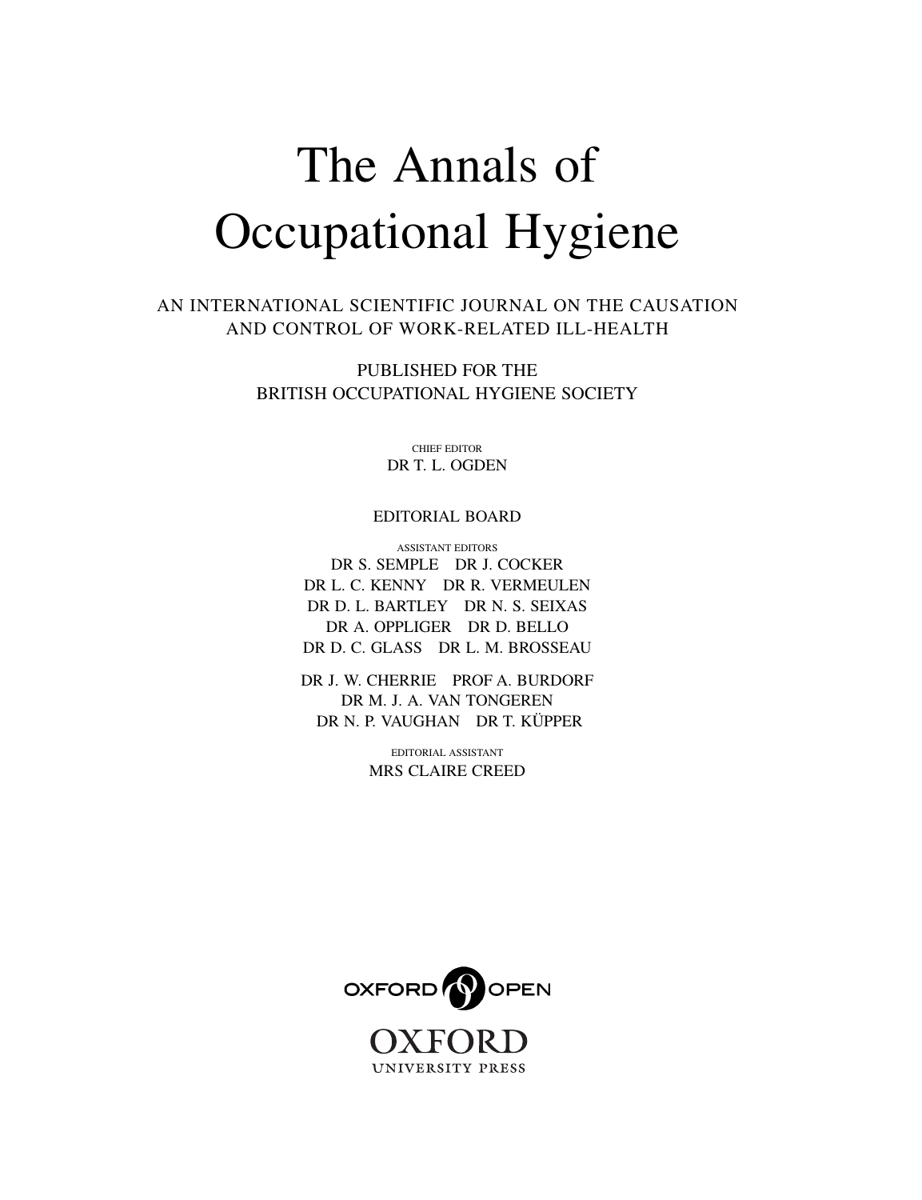# The Annals of Occupational Hygiene

AN INTERNATIONAL SCIENTIFIC JOURNAL ON THE CAUSATION AND CONTROL OF WORK-RELATED ILL-HEALTH

PUBLISHED FOR THE
BRITISH OCCUPATIONAL HYGIENE SOCIETY

CHIEF EDITOR
DR T. L. OGDEN

EDITORIAL BOARD

ASSISTANT EDITORS
DR S. SEMPLE DR J. COCKER
DR L. C. KENNY DR R. VERMEULEN
DR D. L. BARTLEY DR N. S. SEIXAS
DR A. OPPLIGER DR D. BELLO
DR D. C. GLASS DR L. M. BROSSEAU

DR J. W. CHERRIE PROF A. BURDORF
DR M. J. A. VAN TONGEREN
DR N. P. VAUGHAN DR T. KÜPPER

EDITORIAL ASSISTANT
MRS CLAIRE CREED

OXFORD OPEN

OXFORD
UNIVERSITY PRESS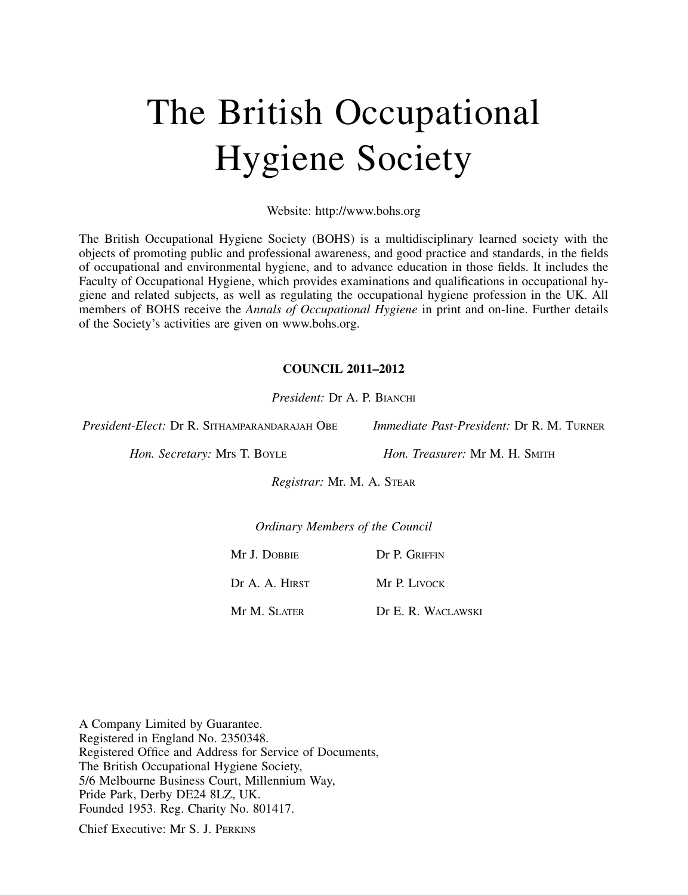# The British Occupational Hygiene Society

Website: http://www.bohs.org

The British Occupational Hygiene Society (BOHS) is a multidisciplinary learned society with the objects of promoting public and professional awareness, and good practice and standards, in the fields of occupational and environmental hygiene, and to advance education in those fields. It includes the Faculty of Occupational Hygiene, which provides examinations and qualifications in occupational hygiene and related subjects, as well as regulating the occupational hygiene profession in the UK. All members of BOHS receive the *Annals of Occupational Hygiene* in print and on-line. Further details of the Society's activities are given on www.bohs.org.

**COUNCIL 2011–2012**

*President:* Dr A. P. Bianchi

*President-Elect:* Dr R. Sithamparandarajah Obe

*Immediate Past-President:* Dr R. M. Turner

*Hon. Secretary:* Mrs T. Boyle

*Hon. Treasurer:* Mr M. H. Smith

*Registrar:* Mr. M. A. Stear

*Ordinary Members of the Council*

Mr J. Dobbie

Dr P. Griffin

Dr A. A. Hirst

Mr P. Livock

Mr M. Slater

Dr E. R. Waclawski

A Company Limited by Guarantee.
Registered in England No. 2350348.
Registered Office and Address for Service of Documents,
The British Occupational Hygiene Society,
5/6 Melbourne Business Court, Millennium Way,
Pride Park, Derby DE24 8LZ, UK.
Founded 1953. Reg. Charity No. 801417.

Chief Executive: Mr S. J. Perkins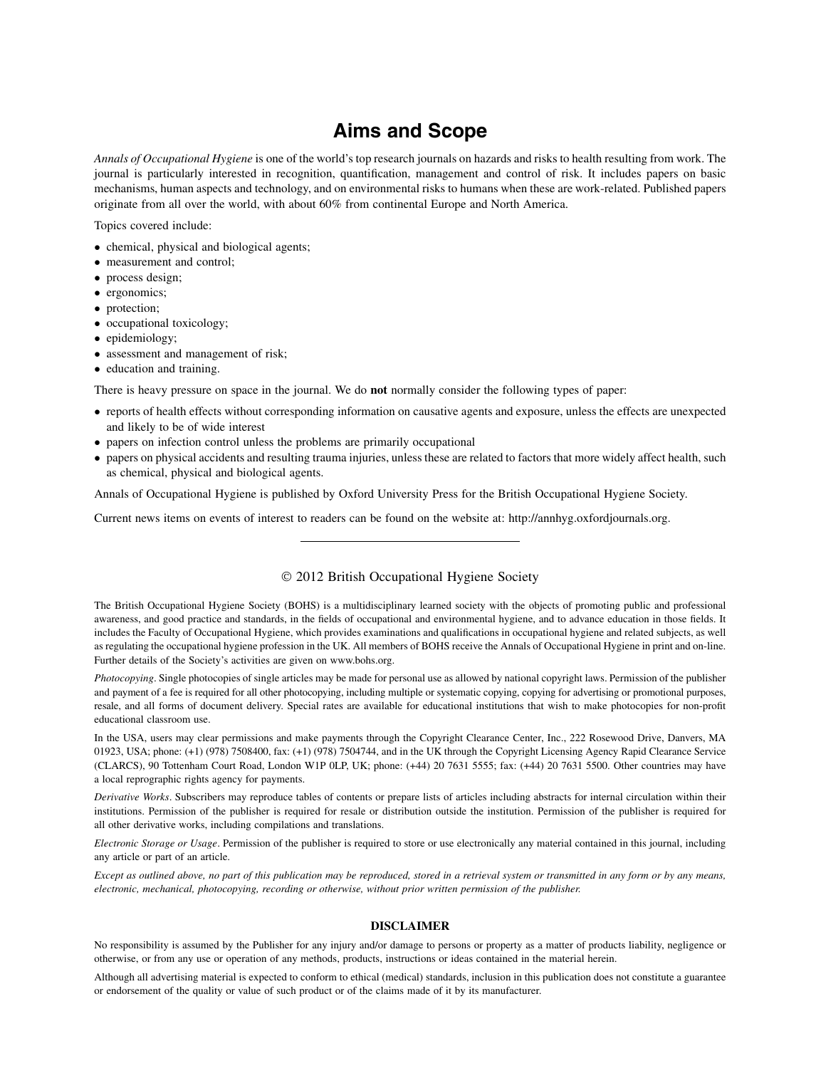# Aims and Scope

*Annals of Occupational Hygiene* is one of the world's top research journals on hazards and risks to health resulting from work. The journal is particularly interested in recognition, quantification, management and control of risk. It includes papers on basic mechanisms, human aspects and technology, and on environmental risks to humans when these are work-related. Published papers originate from all over the world, with about 60% from continental Europe and North America.

Topics covered include:

- chemical, physical and biological agents;
- measurement and control;
- process design;
- ergonomics;
- protection;
- occupational toxicology;
- epidemiology;
- assessment and management of risk;
- education and training.

There is heavy pressure on space in the journal. We do **not** normally consider the following types of paper:

- reports of health effects without corresponding information on causative agents and exposure, unless the effects are unexpected and likely to be of wide interest
- papers on infection control unless the problems are primarily occupational
- papers on physical accidents and resulting trauma injuries, unless these are related to factors that more widely affect health, such as chemical, physical and biological agents.

Annals of Occupational Hygiene is published by Oxford University Press for the British Occupational Hygiene Society.

Current news items on events of interest to readers can be found on the website at: http://annhyg.oxfordjournals.org.

---

© 2012 British Occupational Hygiene Society

The British Occupational Hygiene Society (BOHS) is a multidisciplinary learned society with the objects of promoting public and professional awareness, and good practice and standards, in the fields of occupational and environmental hygiene, and to advance education in those fields. It includes the Faculty of Occupational Hygiene, which provides examinations and qualifications in occupational hygiene and related subjects, as well as regulating the occupational hygiene profession in the UK. All members of BOHS receive the Annals of Occupational Hygiene in print and on-line. Further details of the Society's activities are given on www.bohs.org.

*Photocopying*. Single photocopies of single articles may be made for personal use as allowed by national copyright laws. Permission of the publisher and payment of a fee is required for all other photocopying, including multiple or systematic copying, copying for advertising or promotional purposes, resale, and all forms of document delivery. Special rates are available for educational institutions that wish to make photocopies for non-profit educational classroom use.

In the USA, users may clear permissions and make payments through the Copyright Clearance Center, Inc., 222 Rosewood Drive, Danvers, MA 01923, USA; phone: (+1) (978) 7508400, fax: (+1) (978) 7504744, and in the UK through the Copyright Licensing Agency Rapid Clearance Service (CLARCS), 90 Tottenham Court Road, London W1P 0LP, UK; phone: (+44) 20 7631 5555; fax: (+44) 20 7631 5500. Other countries may have a local reprographic rights agency for payments.

*Derivative Works*. Subscribers may reproduce tables of contents or prepare lists of articles including abstracts for internal circulation within their institutions. Permission of the publisher is required for resale or distribution outside the institution. Permission of the publisher is required for all other derivative works, including compilations and translations.

*Electronic Storage or Usage*. Permission of the publisher is required to store or use electronically any material contained in this journal, including any article or part of an article.

*Except as outlined above, no part of this publication may be reproduced, stored in a retrieval system or transmitted in any form or by any means, electronic, mechanical, photocopying, recording or otherwise, without prior written permission of the publisher.*

### DISCLAIMER

No responsibility is assumed by the Publisher for any injury and/or damage to persons or property as a matter of products liability, negligence or otherwise, or from any use or operation of any methods, products, instructions or ideas contained in the material herein.

Although all advertising material is expected to conform to ethical (medical) standards, inclusion in this publication does not constitute a guarantee or endorsement of the quality or value of such product or of the claims made of it by its manufacturer.